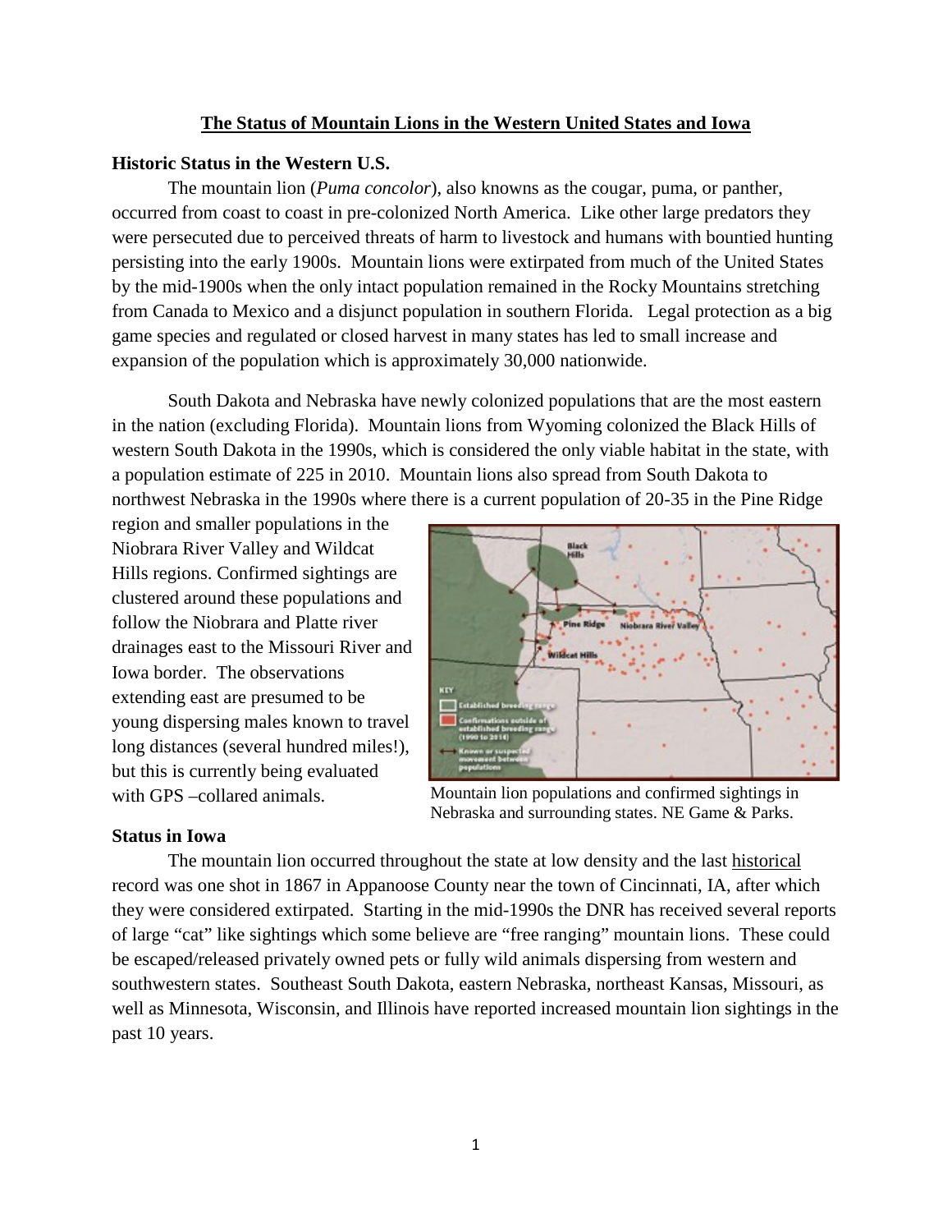# The Status of Mountain Lions in the Western United States and Iowa

## Historic Status in the Western U.S.

The mountain lion (*Puma concolor*), also knowns as the cougar, puma, or panther, occurred from coast to coast in pre-colonized North America. Like other large predators they were persecuted due to perceived threats of harm to livestock and humans with bountied hunting persisting into the early 1900s. Mountain lions were extirpated from much of the United States by the mid-1900s when the only intact population remained in the Rocky Mountains stretching from Canada to Mexico and a disjunct population in southern Florida. Legal protection as a big game species and regulated or closed harvest in many states has led to small increase and expansion of the population which is approximately 30,000 nationwide.

South Dakota and Nebraska have newly colonized populations that are the most eastern in the nation (excluding Florida). Mountain lions from Wyoming colonized the Black Hills of western South Dakota in the 1990s, which is considered the only viable habitat in the state, with a population estimate of 225 in 2010. Mountain lions also spread from South Dakota to northwest Nebraska in the 1990s where there is a current population of 20-35 in the Pine Ridge region and smaller populations in the Niobrara River Valley and Wildcat Hills regions. Confirmed sightings are clustered around these populations and follow the Niobrara and Platte river drainages east to the Missouri River and Iowa border. The observations extending east are presumed to be young dispersing males known to travel long distances (several hundred miles!), but this is currently being evaluated with GPS –collared animals.

Mountain lion populations and confirmed sightings in Nebraska and surrounding states. NE Game & Parks.

## Status in Iowa

The mountain lion occurred throughout the state at low density and the last historical record was one shot in 1867 in Appanoose County near the town of Cincinnati, IA, after which they were considered extirpated. Starting in the mid-1990s the DNR has received several reports of large "cat" like sightings which some believe are "free ranging" mountain lions. These could be escaped/released privately owned pets or fully wild animals dispersing from western and southwestern states. Southeast South Dakota, eastern Nebraska, northeast Kansas, Missouri, as well as Minnesota, Wisconsin, and Illinois have reported increased mountain lion sightings in the past 10 years.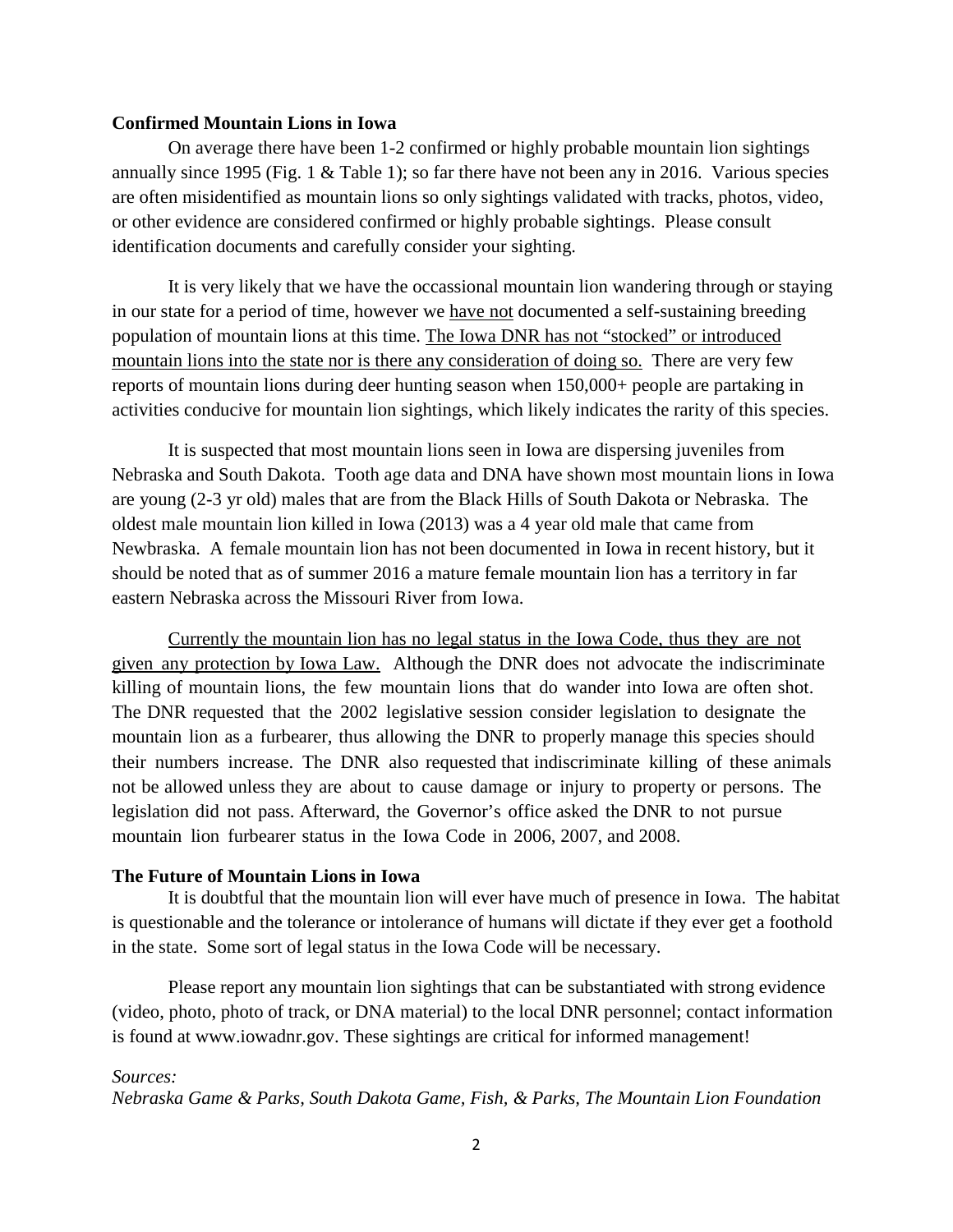**Confirmed Mountain Lions in Iowa**

On average there have been 1-2 confirmed or highly probable mountain lion sightings annually since 1995 (Fig. 1 & Table 1); so far there have not been any in 2016. Various species are often misidentified as mountain lions so only sightings validated with tracks, photos, video, or other evidence are considered confirmed or highly probable sightings. Please consult identification documents and carefully consider your sighting.

It is very likely that we have the occassional mountain lion wandering through or staying in our state for a period of time, however we have not documented a self-sustaining breeding population of mountain lions at this time. The Iowa DNR has not "stocked" or introduced mountain lions into the state nor is there any consideration of doing so. There are very few reports of mountain lions during deer hunting season when 150,000+ people are partaking in activities conducive for mountain lion sightings, which likely indicates the rarity of this species.

It is suspected that most mountain lions seen in Iowa are dispersing juveniles from Nebraska and South Dakota. Tooth age data and DNA have shown most mountain lions in Iowa are young (2-3 yr old) males that are from the Black Hills of South Dakota or Nebraska. The oldest male mountain lion killed in Iowa (2013) was a 4 year old male that came from Newbraska. A female mountain lion has not been documented in Iowa in recent history, but it should be noted that as of summer 2016 a mature female mountain lion has a territory in far eastern Nebraska across the Missouri River from Iowa.

Currently the mountain lion has no legal status in the Iowa Code, thus they are not given any protection by Iowa Law. Although the DNR does not advocate the indiscriminate killing of mountain lions, the few mountain lions that do wander into Iowa are often shot. The DNR requested that the 2002 legislative session consider legislation to designate the mountain lion as a furbearer, thus allowing the DNR to properly manage this species should their numbers increase. The DNR also requested that indiscriminate killing of these animals not be allowed unless they are about to cause damage or injury to property or persons. The legislation did not pass. Afterward, the Governor's office asked the DNR to not pursue mountain lion furbearer status in the Iowa Code in 2006, 2007, and 2008.

**The Future of Mountain Lions in Iowa**

It is doubtful that the mountain lion will ever have much of presence in Iowa. The habitat is questionable and the tolerance or intolerance of humans will dictate if they ever get a foothold in the state. Some sort of legal status in the Iowa Code will be necessary.

Please report any mountain lion sightings that can be substantiated with strong evidence (video, photo, photo of track, or DNA material) to the local DNR personnel; contact information is found at www.iowadnr.gov. These sightings are critical for informed management!

*Sources:*
*Nebraska Game & Parks, South Dakota Game, Fish, & Parks, The Mountain Lion Foundation*